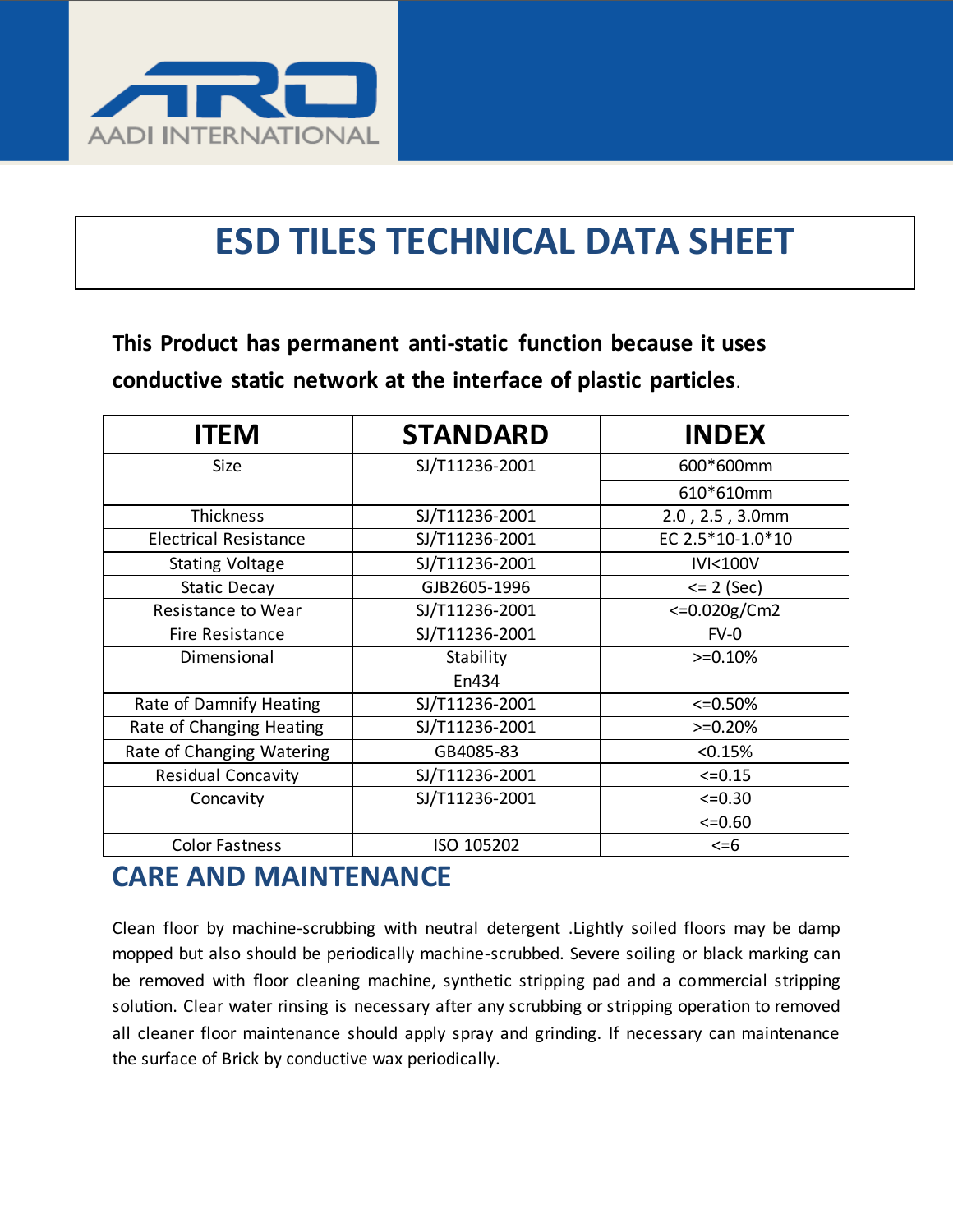AADI INTERNATIONAL

# ESD TILES TECHNICAL DATA SHEET

**This Product has permanent anti-static function because it uses conductive static network at the interface of plastic particles**.

| ITEM | STANDARD | INDEX |
|---|---|---|
| Size | SJ/T11236-2001 | 600*600mm |
| | | 610*610mm |
| Thickness | SJ/T11236-2001 | 2.0 , 2.5 , 3.0mm |
| Electrical Resistance | SJ/T11236-2001 | EC 2.5*10-1.0*10 |
| Stating Voltage | SJ/T11236-2001 | IVI<100V |
| Static Decay | GJB2605-1996 | <= 2 (Sec) |
| Resistance to Wear | SJ/T11236-2001 | <=0.020g/Cm2 |
| Fire Resistance | SJ/T11236-2001 | FV-0 |
| Dimensional | Stability En434 | >=0.10% |
| Rate of Damnify Heating | SJ/T11236-2001 | <=0.50% |
| Rate of Changing Heating | SJ/T11236-2001 | >=0.20% |
| Rate of Changing Watering | GB4085-83 | <0.15% |
| Residual Concavity | SJ/T11236-2001 | <=0.15 |
| Concavity | SJ/T11236-2001 | <=0.30 <=0.60 |
| Color Fastness | ISO 105202 | <=6 |

## CARE AND MAINTENANCE

Clean floor by machine-scrubbing with neutral detergent .Lightly soiled floors may be damp mopped but also should be periodically machine-scrubbed. Severe soiling or black marking can be removed with floor cleaning machine, synthetic stripping pad and a commercial stripping solution. Clear water rinsing is necessary after any scrubbing or stripping operation to removed all cleaner floor maintenance should apply spray and grinding. If necessary can maintenance the surface of Brick by conductive wax periodically.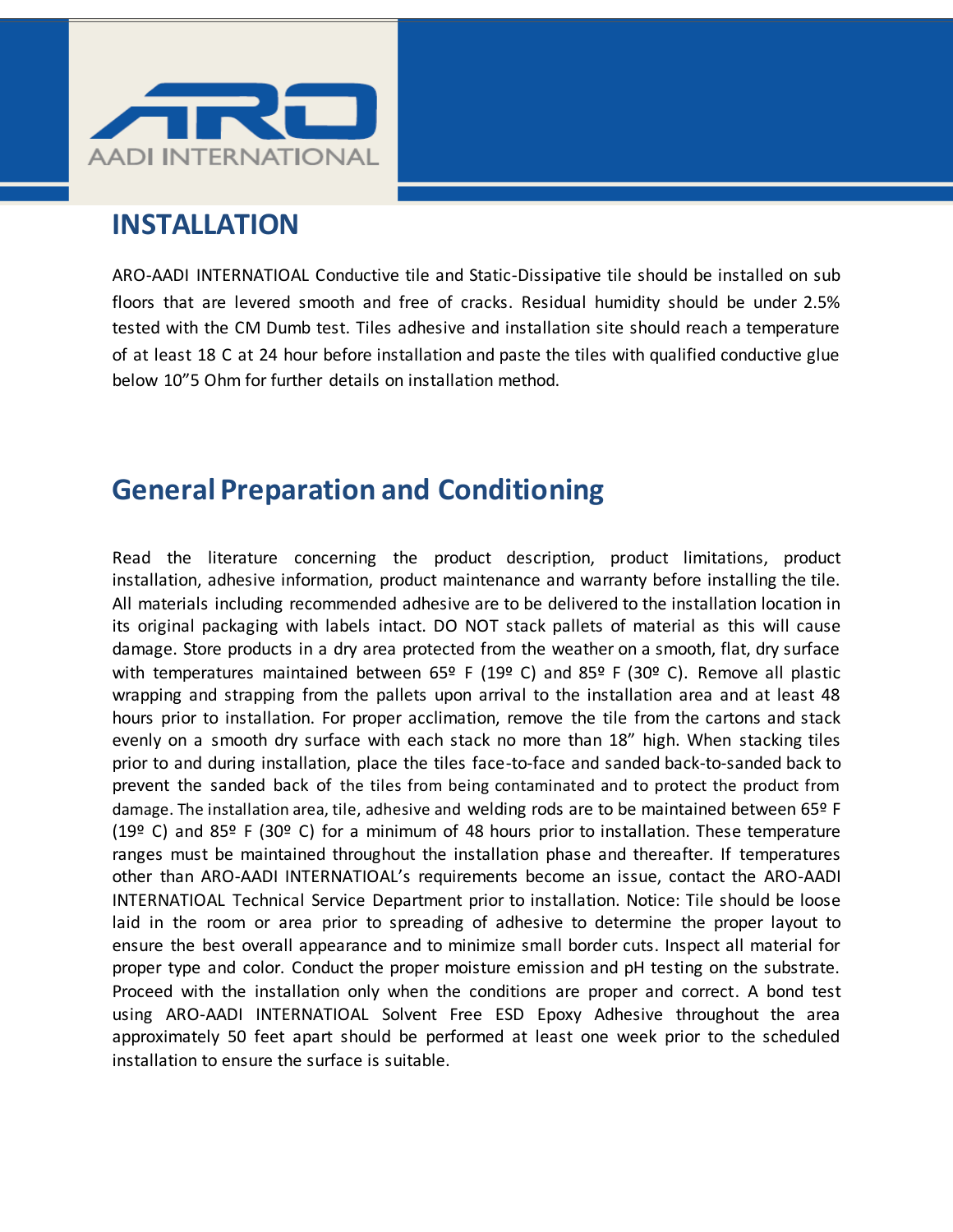## INSTALLATION

ARO-AADI INTERNATIOAL Conductive tile and Static-Dissipative tile should be installed on sub floors that are levered smooth and free of cracks. Residual humidity should be under 2.5% tested with the CM Dumb test. Tiles adhesive and installation site should reach a temperature of at least 18 C at 24 hour before installation and paste the tiles with qualified conductive glue below 10"5 Ohm for further details on installation method.

## General Preparation and Conditioning

Read the literature concerning the product description, product limitations, product installation, adhesive information, product maintenance and warranty before installing the tile. All materials including recommended adhesive are to be delivered to the installation location in its original packaging with labels intact. DO NOT stack pallets of material as this will cause damage. Store products in a dry area protected from the weather on a smooth, flat, dry surface with temperatures maintained between 65º F (19º C) and 85º F (30º C). Remove all plastic wrapping and strapping from the pallets upon arrival to the installation area and at least 48 hours prior to installation. For proper acclimation, remove the tile from the cartons and stack evenly on a smooth dry surface with each stack no more than 18" high. When stacking tiles prior to and during installation, place the tiles face-to-face and sanded back-to-sanded back to prevent the sanded back of the tiles from being contaminated and to protect the product from damage. The installation area, tile, adhesive and welding rods are to be maintained between 65º F (19º C) and 85º F (30º C) for a minimum of 48 hours prior to installation. These temperature ranges must be maintained throughout the installation phase and thereafter. If temperatures other than ARO-AADI INTERNATIOAL's requirements become an issue, contact the ARO-AADI INTERNATIOAL Technical Service Department prior to installation. Notice: Tile should be loose laid in the room or area prior to spreading of adhesive to determine the proper layout to ensure the best overall appearance and to minimize small border cuts. Inspect all material for proper type and color. Conduct the proper moisture emission and pH testing on the substrate. Proceed with the installation only when the conditions are proper and correct. A bond test using ARO-AADI INTERNATIOAL Solvent Free ESD Epoxy Adhesive throughout the area approximately 50 feet apart should be performed at least one week prior to the scheduled installation to ensure the surface is suitable.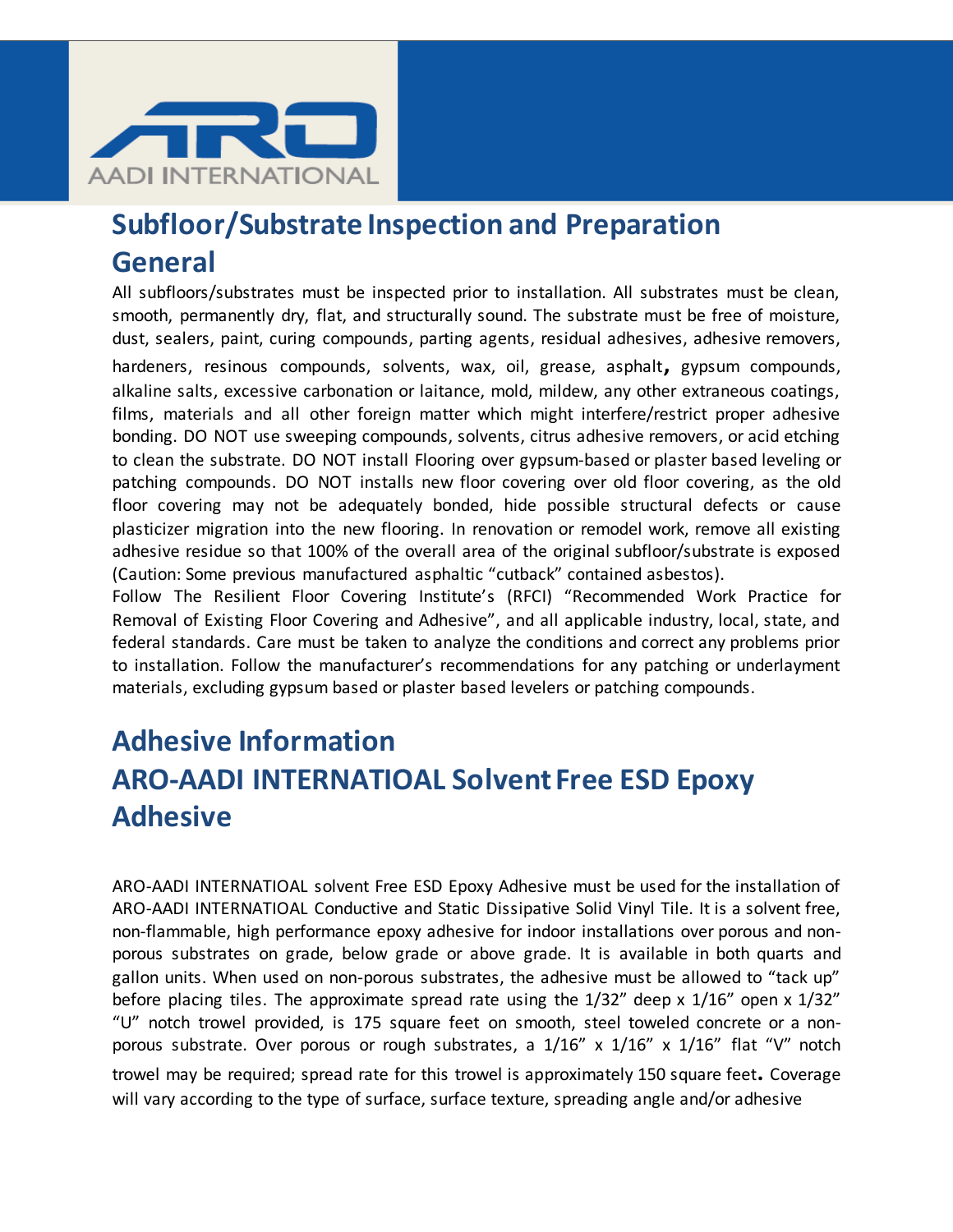# Subfloor/Substrate Inspection and Preparation

## General

All subfloors/substrates must be inspected prior to installation. All substrates must be clean, smooth, permanently dry, flat, and structurally sound. The substrate must be free of moisture, dust, sealers, paint, curing compounds, parting agents, residual adhesives, adhesive removers, hardeners, resinous compounds, solvents, wax, oil, grease, asphalt, gypsum compounds, alkaline salts, excessive carbonation or laitance, mold, mildew, any other extraneous coatings, films, materials and all other foreign matter which might interfere/restrict proper adhesive bonding. DO NOT use sweeping compounds, solvents, citrus adhesive removers, or acid etching to clean the substrate. DO NOT install Flooring over gypsum-based or plaster based leveling or patching compounds. DO NOT installs new floor covering over old floor covering, as the old floor covering may not be adequately bonded, hide possible structural defects or cause plasticizer migration into the new flooring. In renovation or remodel work, remove all existing adhesive residue so that 100% of the overall area of the original subfloor/substrate is exposed (Caution: Some previous manufactured asphaltic "cutback" contained asbestos).

Follow The Resilient Floor Covering Institute's (RFCI) "Recommended Work Practice for Removal of Existing Floor Covering and Adhesive", and all applicable industry, local, state, and federal standards. Care must be taken to analyze the conditions and correct any problems prior to installation. Follow the manufacturer's recommendations for any patching or underlayment materials, excluding gypsum based or plaster based levelers or patching compounds.

# Adhesive Information

## ARO-AADI INTERNATIOAL Solvent Free ESD Epoxy Adhesive

ARO-AADI INTERNATIOAL solvent Free ESD Epoxy Adhesive must be used for the installation of ARO-AADI INTERNATIOAL Conductive and Static Dissipative Solid Vinyl Tile. It is a solvent free, non-flammable, high performance epoxy adhesive for indoor installations over porous and non-porous substrates on grade, below grade or above grade. It is available in both quarts and gallon units. When used on non-porous substrates, the adhesive must be allowed to "tack up" before placing tiles. The approximate spread rate using the 1/32" deep x 1/16" open x 1/32" "U" notch trowel provided, is 175 square feet on smooth, steel toweled concrete or a non-porous substrate. Over porous or rough substrates, a 1/16" x 1/16" x 1/16" flat "V" notch trowel may be required; spread rate for this trowel is approximately 150 square feet. Coverage will vary according to the type of surface, surface texture, spreading angle and/or adhesive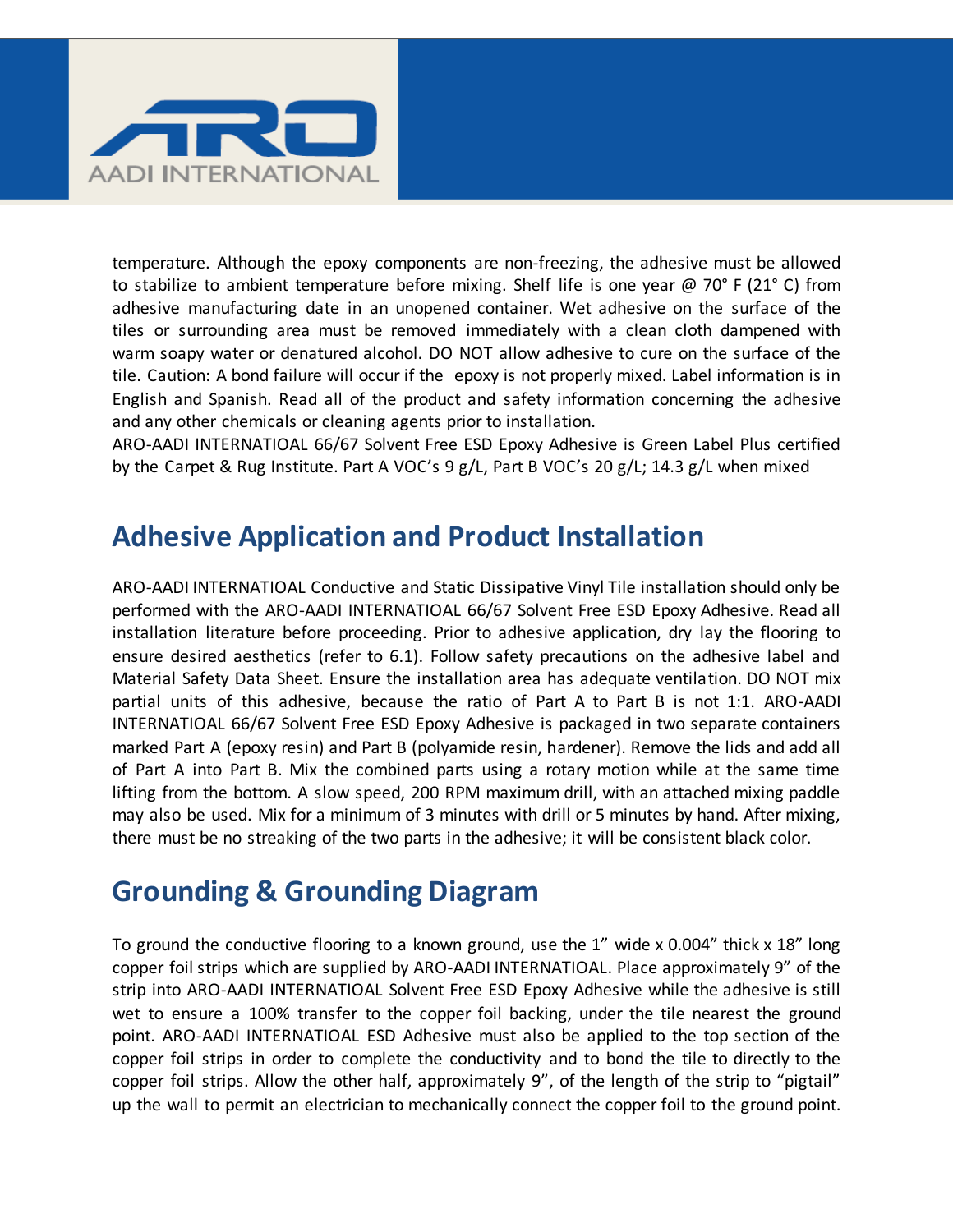temperature. Although the epoxy components are non-freezing, the adhesive must be allowed to stabilize to ambient temperature before mixing. Shelf life is one year @ 70° F (21° C) from adhesive manufacturing date in an unopened container. Wet adhesive on the surface of the tiles or surrounding area must be removed immediately with a clean cloth dampened with warm soapy water or denatured alcohol. DO NOT allow adhesive to cure on the surface of the tile. Caution: A bond failure will occur if the epoxy is not properly mixed. Label information is in English and Spanish. Read all of the product and safety information concerning the adhesive and any other chemicals or cleaning agents prior to installation.

ARO-AADI INTERNATIOAL 66/67 Solvent Free ESD Epoxy Adhesive is Green Label Plus certified by the Carpet & Rug Institute. Part A VOC's 9 g/L, Part B VOC's 20 g/L; 14.3 g/L when mixed

## Adhesive Application and Product Installation

ARO-AADI INTERNATIOAL Conductive and Static Dissipative Vinyl Tile installation should only be performed with the ARO-AADI INTERNATIOAL 66/67 Solvent Free ESD Epoxy Adhesive. Read all installation literature before proceeding. Prior to adhesive application, dry lay the flooring to ensure desired aesthetics (refer to 6.1). Follow safety precautions on the adhesive label and Material Safety Data Sheet. Ensure the installation area has adequate ventilation. DO NOT mix partial units of this adhesive, because the ratio of Part A to Part B is not 1:1. ARO-AADI INTERNATIOAL 66/67 Solvent Free ESD Epoxy Adhesive is packaged in two separate containers marked Part A (epoxy resin) and Part B (polyamide resin, hardener). Remove the lids and add all of Part A into Part B. Mix the combined parts using a rotary motion while at the same time lifting from the bottom. A slow speed, 200 RPM maximum drill, with an attached mixing paddle may also be used. Mix for a minimum of 3 minutes with drill or 5 minutes by hand. After mixing, there must be no streaking of the two parts in the adhesive; it will be consistent black color.

## Grounding & Grounding Diagram

To ground the conductive flooring to a known ground, use the 1" wide x 0.004" thick x 18" long copper foil strips which are supplied by ARO-AADI INTERNATIOAL. Place approximately 9" of the strip into ARO-AADI INTERNATIOAL Solvent Free ESD Epoxy Adhesive while the adhesive is still wet to ensure a 100% transfer to the copper foil backing, under the tile nearest the ground point. ARO-AADI INTERNATIOAL ESD Adhesive must also be applied to the top section of the copper foil strips in order to complete the conductivity and to bond the tile to directly to the copper foil strips. Allow the other half, approximately 9", of the length of the strip to "pigtail" up the wall to permit an electrician to mechanically connect the copper foil to the ground point.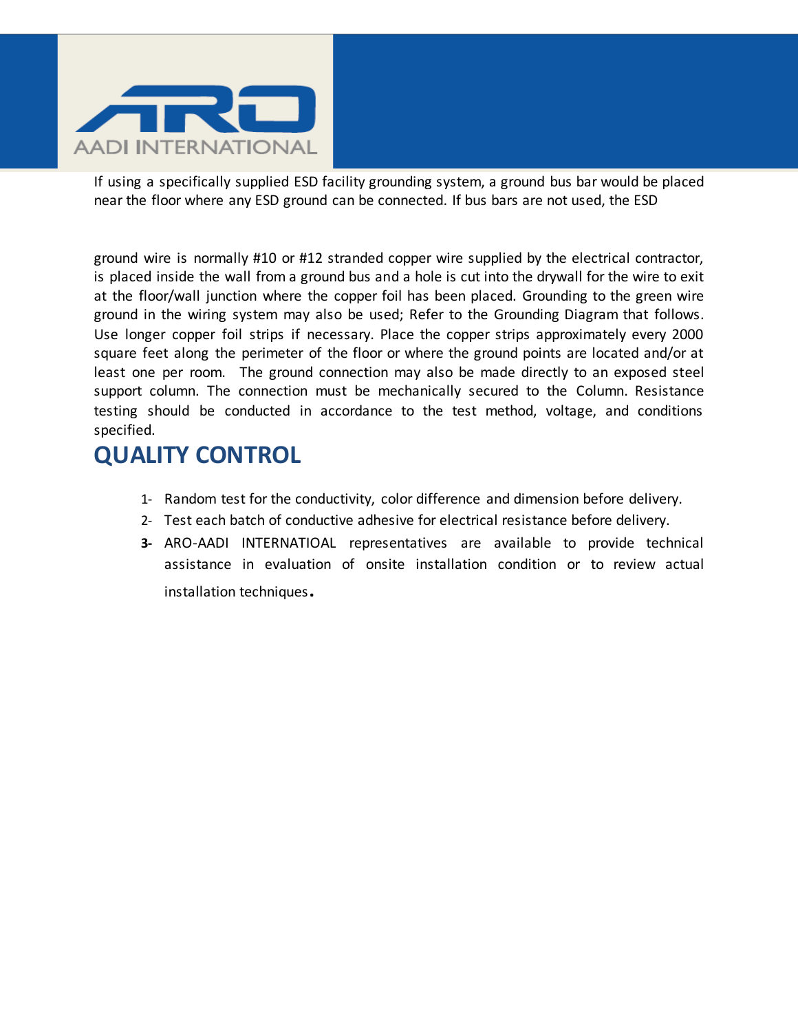If using a specifically supplied ESD facility grounding system, a ground bus bar would be placed near the floor where any ESD ground can be connected. If bus bars are not used, the ESD

ground wire is normally #10 or #12 stranded copper wire supplied by the electrical contractor, is placed inside the wall from a ground bus and a hole is cut into the drywall for the wire to exit at the floor/wall junction where the copper foil has been placed. Grounding to the green wire ground in the wiring system may also be used; Refer to the Grounding Diagram that follows. Use longer copper foil strips if necessary. Place the copper strips approximately every 2000 square feet along the perimeter of the floor or where the ground points are located and/or at least one per room. The ground connection may also be made directly to an exposed steel support column. The connection must be mechanically secured to the Column. Resistance testing should be conducted in accordance to the test method, voltage, and conditions specified.

## QUALITY CONTROL

1- Random test for the conductivity, color difference and dimension before delivery.
2- Test each batch of conductive adhesive for electrical resistance before delivery.
3- ARO-AADI INTERNATIOAL representatives are available to provide technical assistance in evaluation of onsite installation condition or to review actual installation techniques.